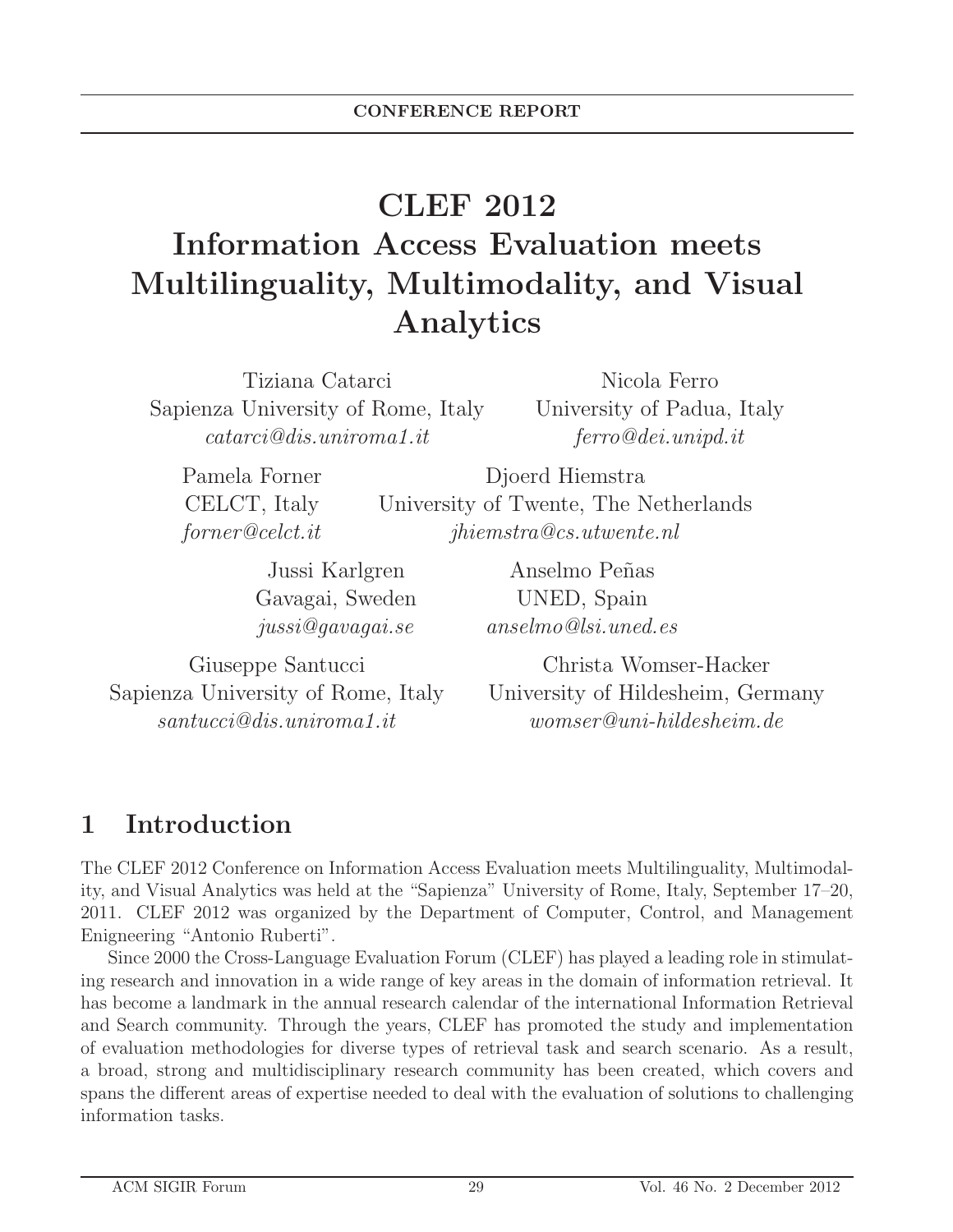CONFERENCE REPORT

# CLEF 2012 Information Access Evaluation meets Multilinguality, Multimodality, and Visual Analytics

Tiziana Catarci
Sapienza University of Rome, Italy
*catarci@dis.uniroma1.it*

Nicola Ferro
University of Padua, Italy
*ferro@dei.unipd.it*

Pamela Forner
CELCT, Italy
*forner@celct.it*

Djoerd Hiemstra
University of Twente, The Netherlands
*jhiemstra@cs.utwente.nl*

Jussi Karlgren
Gavagai, Sweden
*jussi@gavagai.se*

Anselmo Peñas
UNED, Spain
*anselmo@lsi.uned.es*

Giuseppe Santucci
Sapienza University of Rome, Italy
*santucci@dis.uniroma1.it*

Christa Womser-Hacker
University of Hildesheim, Germany
*womser@uni-hildesheim.de*

## 1 Introduction

The CLEF 2012 Conference on Information Access Evaluation meets Multilinguality, Multimodality, and Visual Analytics was held at the "Sapienza" University of Rome, Italy, September 17–20, 2011. CLEF 2012 was organized by the Department of Computer, Control, and Management Enigneering "Antonio Ruberti".

Since 2000 the Cross-Language Evaluation Forum (CLEF) has played a leading role in stimulating research and innovation in a wide range of key areas in the domain of information retrieval. It has become a landmark in the annual research calendar of the international Information Retrieval and Search community. Through the years, CLEF has promoted the study and implementation of evaluation methodologies for diverse types of retrieval task and search scenario. As a result, a broad, strong and multidisciplinary research community has been created, which covers and spans the different areas of expertise needed to deal with the evaluation of solutions to challenging information tasks.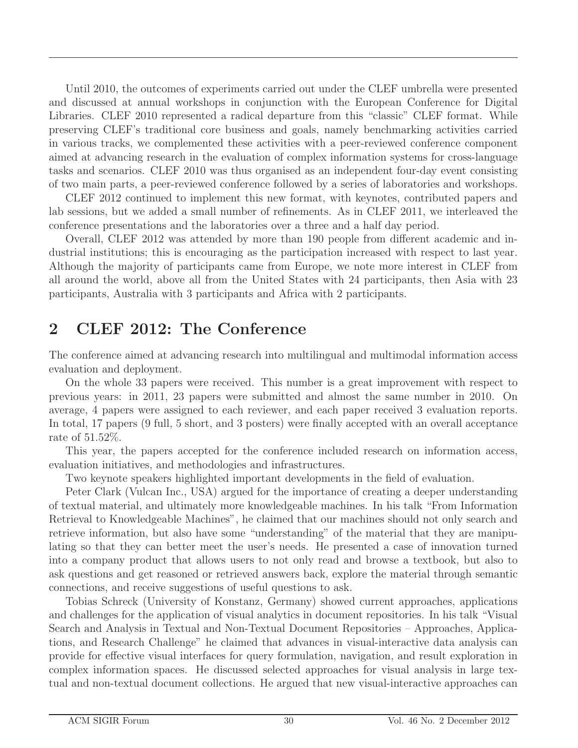Until 2010, the outcomes of experiments carried out under the CLEF umbrella were presented and discussed at annual workshops in conjunction with the European Conference for Digital Libraries. CLEF 2010 represented a radical departure from this "classic" CLEF format. While preserving CLEF's traditional core business and goals, namely benchmarking activities carried in various tracks, we complemented these activities with a peer-reviewed conference component aimed at advancing research in the evaluation of complex information systems for cross-language tasks and scenarios. CLEF 2010 was thus organised as an independent four-day event consisting of two main parts, a peer-reviewed conference followed by a series of laboratories and workshops.

CLEF 2012 continued to implement this new format, with keynotes, contributed papers and lab sessions, but we added a small number of refinements. As in CLEF 2011, we interleaved the conference presentations and the laboratories over a three and a half day period.

Overall, CLEF 2012 was attended by more than 190 people from different academic and industrial institutions; this is encouraging as the participation increased with respect to last year. Although the majority of participants came from Europe, we note more interest in CLEF from all around the world, above all from the United States with 24 participants, then Asia with 23 participants, Australia with 3 participants and Africa with 2 participants.

## 2 CLEF 2012: The Conference

The conference aimed at advancing research into multilingual and multimodal information access evaluation and deployment.

On the whole 33 papers were received. This number is a great improvement with respect to previous years: in 2011, 23 papers were submitted and almost the same number in 2010. On average, 4 papers were assigned to each reviewer, and each paper received 3 evaluation reports. In total, 17 papers (9 full, 5 short, and 3 posters) were finally accepted with an overall acceptance rate of 51.52%.

This year, the papers accepted for the conference included research on information access, evaluation initiatives, and methodologies and infrastructures.

Two keynote speakers highlighted important developments in the field of evaluation.

Peter Clark (Vulcan Inc., USA) argued for the importance of creating a deeper understanding of textual material, and ultimately more knowledgeable machines. In his talk "From Information Retrieval to Knowledgeable Machines", he claimed that our machines should not only search and retrieve information, but also have some "understanding" of the material that they are manipulating so that they can better meet the user's needs. He presented a case of innovation turned into a company product that allows users to not only read and browse a textbook, but also to ask questions and get reasoned or retrieved answers back, explore the material through semantic connections, and receive suggestions of useful questions to ask.

Tobias Schreck (University of Konstanz, Germany) showed current approaches, applications and challenges for the application of visual analytics in document repositories. In his talk "Visual Search and Analysis in Textual and Non-Textual Document Repositories – Approaches, Applications, and Research Challenge" he claimed that advances in visual-interactive data analysis can provide for effective visual interfaces for query formulation, navigation, and result exploration in complex information spaces. He discussed selected approaches for visual analysis in large textual and non-textual document collections. He argued that new visual-interactive approaches can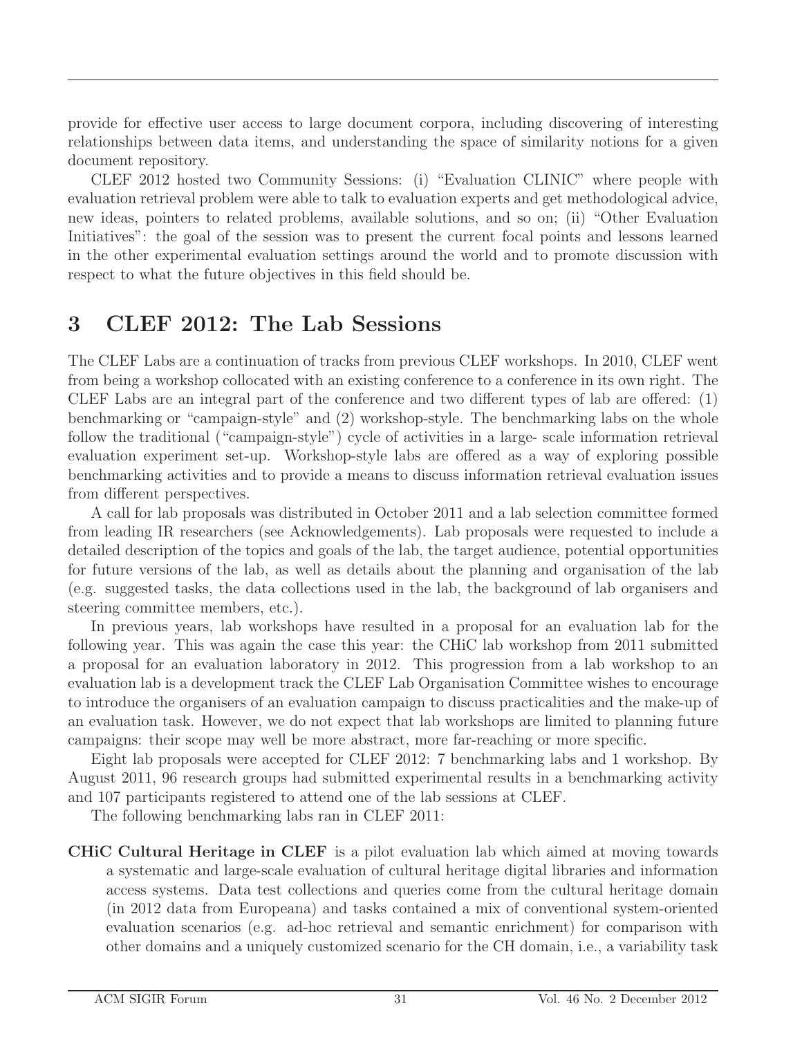provide for effective user access to large document corpora, including discovering of interesting relationships between data items, and understanding the space of similarity notions for a given document repository.

CLEF 2012 hosted two Community Sessions: (i) "Evaluation CLINIC" where people with evaluation retrieval problem were able to talk to evaluation experts and get methodological advice, new ideas, pointers to related problems, available solutions, and so on; (ii) "Other Evaluation Initiatives": the goal of the session was to present the current focal points and lessons learned in the other experimental evaluation settings around the world and to promote discussion with respect to what the future objectives in this field should be.

## 3 CLEF 2012: The Lab Sessions

The CLEF Labs are a continuation of tracks from previous CLEF workshops. In 2010, CLEF went from being a workshop collocated with an existing conference to a conference in its own right. The CLEF Labs are an integral part of the conference and two different types of lab are offered: (1) benchmarking or "campaign-style" and (2) workshop-style. The benchmarking labs on the whole follow the traditional ("campaign-style") cycle of activities in a large- scale information retrieval evaluation experiment set-up. Workshop-style labs are offered as a way of exploring possible benchmarking activities and to provide a means to discuss information retrieval evaluation issues from different perspectives.

A call for lab proposals was distributed in October 2011 and a lab selection committee formed from leading IR researchers (see Acknowledgements). Lab proposals were requested to include a detailed description of the topics and goals of the lab, the target audience, potential opportunities for future versions of the lab, as well as details about the planning and organisation of the lab (e.g. suggested tasks, the data collections used in the lab, the background of lab organisers and steering committee members, etc.).

In previous years, lab workshops have resulted in a proposal for an evaluation lab for the following year. This was again the case this year: the CHiC lab workshop from 2011 submitted a proposal for an evaluation laboratory in 2012. This progression from a lab workshop to an evaluation lab is a development track the CLEF Lab Organisation Committee wishes to encourage to introduce the organisers of an evaluation campaign to discuss practicalities and the make-up of an evaluation task. However, we do not expect that lab workshops are limited to planning future campaigns: their scope may well be more abstract, more far-reaching or more specific.

Eight lab proposals were accepted for CLEF 2012: 7 benchmarking labs and 1 workshop. By August 2011, 96 research groups had submitted experimental results in a benchmarking activity and 107 participants registered to attend one of the lab sessions at CLEF.

The following benchmarking labs ran in CLEF 2011:

**CHiC Cultural Heritage in CLEF** is a pilot evaluation lab which aimed at moving towards a systematic and large-scale evaluation of cultural heritage digital libraries and information access systems. Data test collections and queries come from the cultural heritage domain (in 2012 data from Europeana) and tasks contained a mix of conventional system-oriented evaluation scenarios (e.g. ad-hoc retrieval and semantic enrichment) for comparison with other domains and a uniquely customized scenario for the CH domain, i.e., a variability task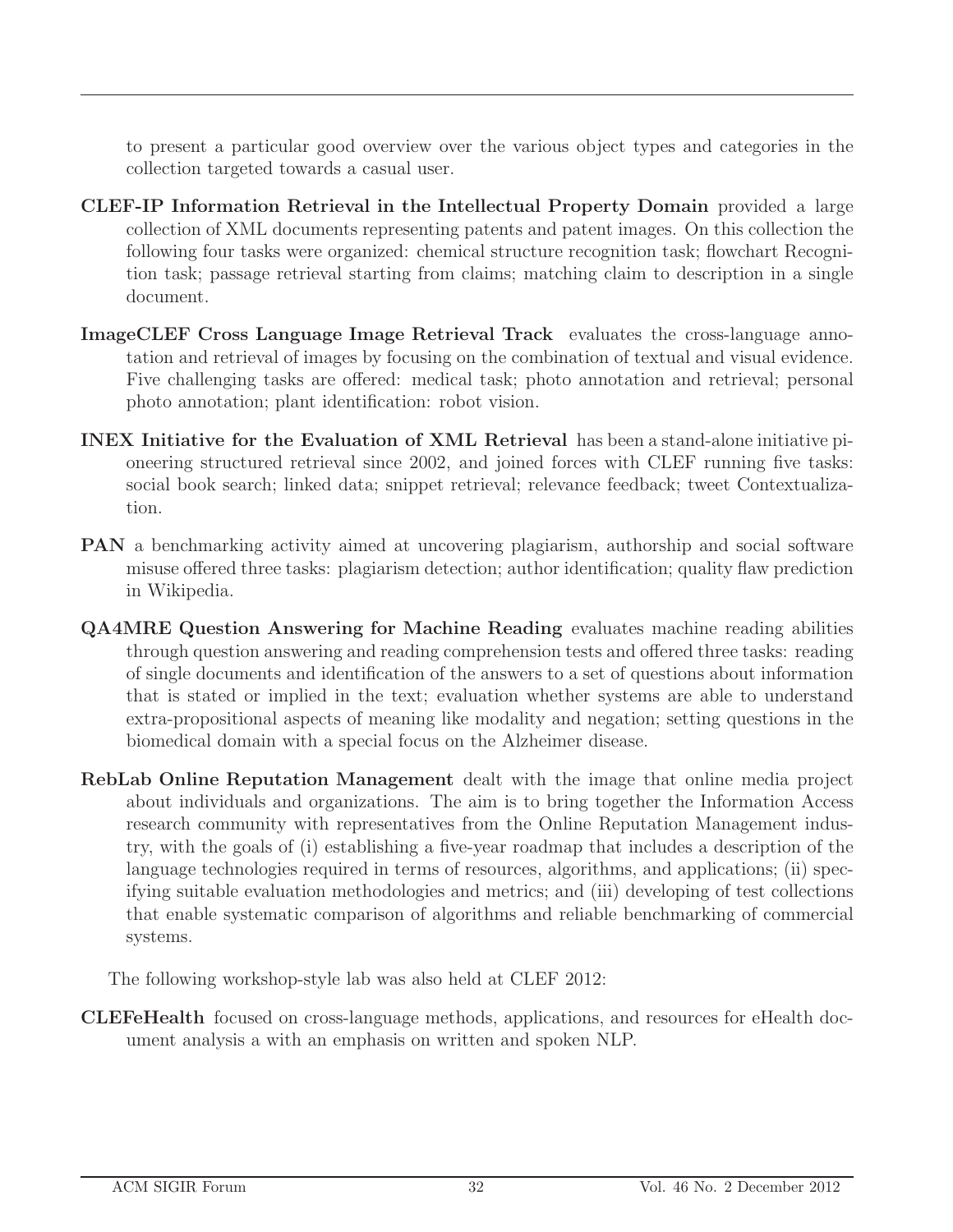to present a particular good overview over the various object types and categories in the collection targeted towards a casual user.

**CLEF-IP Information Retrieval in the Intellectual Property Domain** provided a large collection of XML documents representing patents and patent images. On this collection the following four tasks were organized: chemical structure recognition task; flowchart Recognition task; passage retrieval starting from claims; matching claim to description in a single document.

**ImageCLEF Cross Language Image Retrieval Track** evaluates the cross-language annotation and retrieval of images by focusing on the combination of textual and visual evidence. Five challenging tasks are offered: medical task; photo annotation and retrieval; personal photo annotation; plant identification: robot vision.

**INEX Initiative for the Evaluation of XML Retrieval** has been a stand-alone initiative pioneering structured retrieval since 2002, and joined forces with CLEF running five tasks: social book search; linked data; snippet retrieval; relevance feedback; tweet Contextualization.

**PAN** a benchmarking activity aimed at uncovering plagiarism, authorship and social software misuse offered three tasks: plagiarism detection; author identification; quality flaw prediction in Wikipedia.

**QA4MRE Question Answering for Machine Reading** evaluates machine reading abilities through question answering and reading comprehension tests and offered three tasks: reading of single documents and identification of the answers to a set of questions about information that is stated or implied in the text; evaluation whether systems are able to understand extra-propositional aspects of meaning like modality and negation; setting questions in the biomedical domain with a special focus on the Alzheimer disease.

**RebLab Online Reputation Management** dealt with the image that online media project about individuals and organizations. The aim is to bring together the Information Access research community with representatives from the Online Reputation Management industry, with the goals of (i) establishing a five-year roadmap that includes a description of the language technologies required in terms of resources, algorithms, and applications; (ii) specifying suitable evaluation methodologies and metrics; and (iii) developing of test collections that enable systematic comparison of algorithms and reliable benchmarking of commercial systems.

The following workshop-style lab was also held at CLEF 2012:

**CLEFeHealth** focused on cross-language methods, applications, and resources for eHealth document analysis a with an emphasis on written and spoken NLP.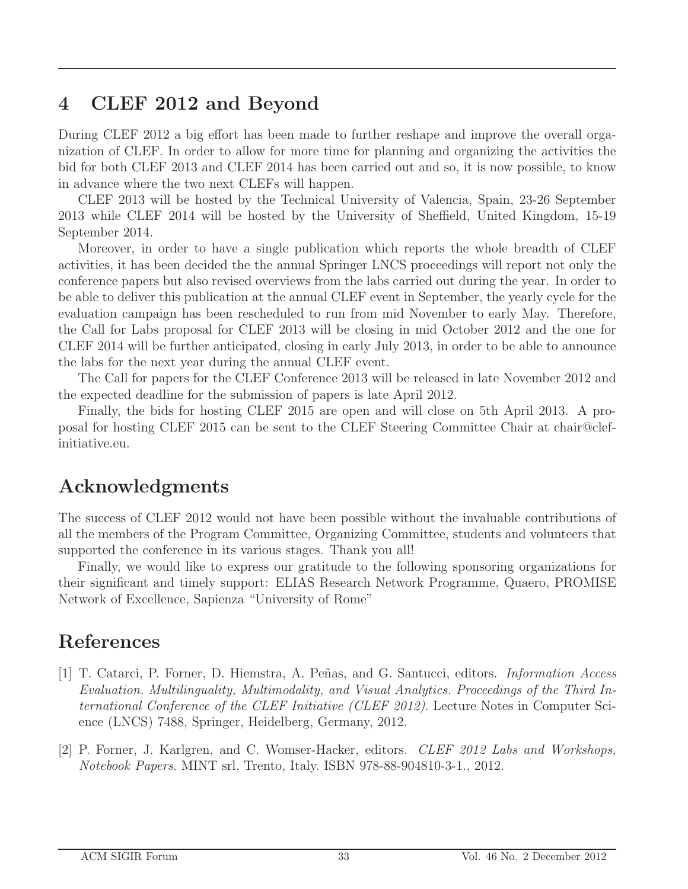## 4 CLEF 2012 and Beyond

During CLEF 2012 a big effort has been made to further reshape and improve the overall organization of CLEF. In order to allow for more time for planning and organizing the activities the bid for both CLEF 2013 and CLEF 2014 has been carried out and so, it is now possible, to know in advance where the two next CLEFs will happen.

CLEF 2013 will be hosted by the Technical University of Valencia, Spain, 23-26 September 2013 while CLEF 2014 will be hosted by the University of Sheffield, United Kingdom, 15-19 September 2014.

Moreover, in order to have a single publication which reports the whole breadth of CLEF activities, it has been decided the the annual Springer LNCS proceedings will report not only the conference papers but also revised overviews from the labs carried out during the year. In order to be able to deliver this publication at the annual CLEF event in September, the yearly cycle for the evaluation campaign has been rescheduled to run from mid November to early May. Therefore, the Call for Labs proposal for CLEF 2013 will be closing in mid October 2012 and the one for CLEF 2014 will be further anticipated, closing in early July 2013, in order to be able to announce the labs for the next year during the annual CLEF event.

The Call for papers for the CLEF Conference 2013 will be released in late November 2012 and the expected deadline for the submission of papers is late April 2012.

Finally, the bids for hosting CLEF 2015 are open and will close on 5th April 2013. A proposal for hosting CLEF 2015 can be sent to the CLEF Steering Committee Chair at chair@clef-initiative.eu.

## Acknowledgments

The success of CLEF 2012 would not have been possible without the invaluable contributions of all the members of the Program Committee, Organizing Committee, students and volunteers that supported the conference in its various stages. Thank you all!

Finally, we would like to express our gratitude to the following sponsoring organizations for their significant and timely support: ELIAS Research Network Programme, Quaero, PROMISE Network of Excellence, Sapienza "University of Rome"

## References

[1] T. Catarci, P. Forner, D. Hiemstra, A. Peñas, and G. Santucci, editors. *Information Access Evaluation. Multilinguality, Multimodality, and Visual Analytics. Proceedings of the Third International Conference of the CLEF Initiative (CLEF 2012)*. Lecture Notes in Computer Science (LNCS) 7488, Springer, Heidelberg, Germany, 2012.

[2] P. Forner, J. Karlgren, and C. Womser-Hacker, editors. *CLEF 2012 Labs and Workshops, Notebook Papers*. MINT srl, Trento, Italy. ISBN 978-88-904810-3-1., 2012.